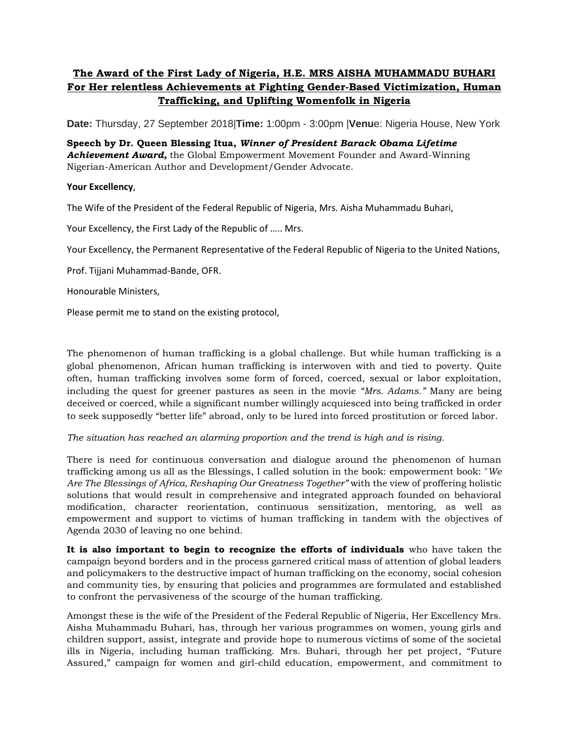**The Award of the First Lady of Nigeria, H.E. MRS AISHA MUHAMMADU BUHARI For Her relentless Achievements at Fighting Gender-Based Victimization, Human Trafficking, and Uplifting Womenfolk in Nigeria**

**Date:** Thursday, 27 September 2018|**Time:** 1:00pm - 3:00pm |**Venu**e: Nigeria House, New York

**Speech by Dr. Queen Blessing Itua,** ***Winner of President Barack Obama Lifetime Achievement Award,*** the Global Empowerment Movement Founder and Award-Winning Nigerian-American Author and Development/Gender Advocate.

**Your Excellency**,

The Wife of the President of the Federal Republic of Nigeria, Mrs. Aisha Muhammadu Buhari,

Your Excellency, the First Lady of the Republic of ….. Mrs.

Your Excellency, the Permanent Representative of the Federal Republic of Nigeria to the United Nations,

Prof. Tijjani Muhammad-Bande, OFR.

Honourable Ministers,

Please permit me to stand on the existing protocol,

The phenomenon of human trafficking is a global challenge. But while human trafficking is a global phenomenon, African human trafficking is interwoven with and tied to poverty. Quite often, human trafficking involves some form of forced, coerced, sexual or labor exploitation, including the quest for greener pastures as seen in the movie *"Mrs. Adams."* Many are being deceived or coerced, while a significant number willingly acquiesced into being trafficked in order to seek supposedly "better life" abroad, only to be lured into forced prostitution or forced labor.

*The situation has reached an alarming proportion and the trend is high and is rising.*

There is need for continuous conversation and dialogue around the phenomenon of human trafficking among us all as the Blessings, I called solution in the book: empowerment book: "*We Are The Blessings of Africa, Reshaping Our Greatness Together"* with the view of proffering holistic solutions that would result in comprehensive and integrated approach founded on behavioral modification, character reorientation, continuous sensitization, mentoring, as well as empowerment and support to victims of human trafficking in tandem with the objectives of Agenda 2030 of leaving no one behind.

**It is also important to begin to recognize the efforts of individuals** who have taken the campaign beyond borders and in the process garnered critical mass of attention of global leaders and policymakers to the destructive impact of human trafficking on the economy, social cohesion and community ties, by ensuring that policies and programmes are formulated and established to confront the pervasiveness of the scourge of the human trafficking.

Amongst these is the wife of the President of the Federal Republic of Nigeria, Her Excellency Mrs. Aisha Muhammadu Buhari, has, through her various programmes on women, young girls and children support, assist, integrate and provide hope to numerous victims of some of the societal ills in Nigeria, including human trafficking. Mrs. Buhari, through her pet project, "Future Assured," campaign for women and girl-child education, empowerment, and commitment to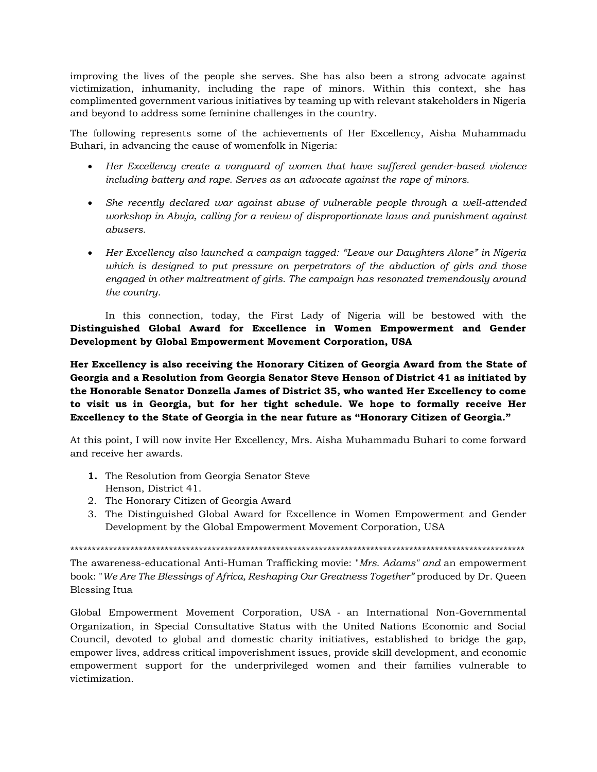improving the lives of the people she serves. She has also been a strong advocate against victimization, inhumanity, including the rape of minors. Within this context, she has complimented government various initiatives by teaming up with relevant stakeholders in Nigeria and beyond to address some feminine challenges in the country.

The following represents some of the achievements of Her Excellency, Aisha Muhammadu Buhari, in advancing the cause of womenfolk in Nigeria:

- *Her Excellency create a vanguard of women that have suffered gender-based violence including battery and rape. Serves as an advocate against the rape of minors.*
- *She recently declared war against abuse of vulnerable people through a well-attended workshop in Abuja, calling for a review of disproportionate laws and punishment against abusers.*
- *Her Excellency also launched a campaign tagged: "Leave our Daughters Alone" in Nigeria which is designed to put pressure on perpetrators of the abduction of girls and those engaged in other maltreatment of girls. The campaign has resonated tremendously around the country.*

In this connection, today, the First Lady of Nigeria will be bestowed with the **Distinguished Global Award for Excellence in Women Empowerment and Gender Development by Global Empowerment Movement Corporation, USA**

**Her Excellency is also receiving the Honorary Citizen of Georgia Award from the State of Georgia and a Resolution from Georgia Senator Steve Henson of District 41 as initiated by the Honorable Senator Donzella James of District 35, who wanted Her Excellency to come to visit us in Georgia, but for her tight schedule. We hope to formally receive Her Excellency to the State of Georgia in the near future as "Honorary Citizen of Georgia."**

At this point, I will now invite Her Excellency, Mrs. Aisha Muhammadu Buhari to come forward and receive her awards.

1. The Resolution from Georgia Senator Steve Henson, District 41.
2. The Honorary Citizen of Georgia Award
3. The Distinguished Global Award for Excellence in Women Empowerment and Gender Development by the Global Empowerment Movement Corporation, USA

***********************************************************************************************************

The awareness-educational Anti-Human Trafficking movie: "*Mrs. Adams" and* an empowerment book: "*We Are The Blessings of Africa, Reshaping Our Greatness Together"* produced by Dr. Queen Blessing Itua

Global Empowerment Movement Corporation, USA - an International Non-Governmental Organization, in Special Consultative Status with the United Nations Economic and Social Council, devoted to global and domestic charity initiatives, established to bridge the gap, empower lives, address critical impoverishment issues, provide skill development, and economic empowerment support for the underprivileged women and their families vulnerable to victimization.